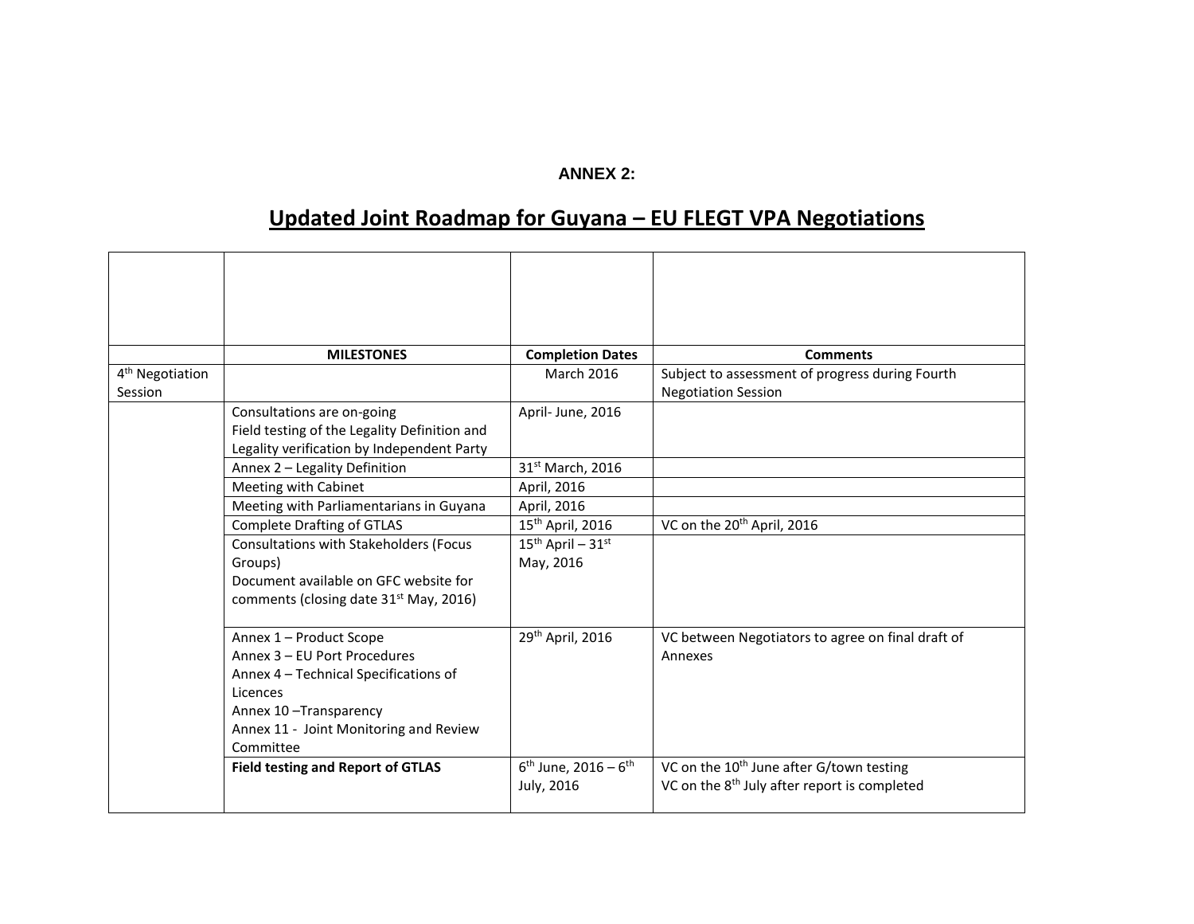**ANNEX 2:**

# Updated Joint Roadmap for Guyana – EU FLEGT VPA Negotiations

| | | | |
|---|---|---|---|
| | **MILESTONES** | **Completion Dates** | **Comments** |
| 4th Negotiation Session | | March 2016 | Subject to assessment of progress during Fourth Negotiation Session |
| | Consultations are on-going<br>Field testing of the Legality Definition and Legality verification by Independent Party | April- June, 2016 | |
| | Annex 2 – Legality Definition | 31st March, 2016 | |
| | Meeting with Cabinet | April, 2016 | |
| | Meeting with Parliamentarians in Guyana | April, 2016 | |
| | Complete Drafting of GTLAS | 15th April, 2016 | VC on the 20th April, 2016 |
| | Consultations with Stakeholders (Focus Groups)<br>Document available on GFC website for comments (closing date 31st May, 2016) | 15th April – 31st May, 2016 | |
| | Annex 1 – Product Scope<br>Annex 3 – EU Port Procedures<br>Annex 4 – Technical Specifications of Licences<br>Annex 10 –Transparency<br>Annex 11 - Joint Monitoring and Review Committee | 29th April, 2016 | VC between Negotiators to agree on final draft of Annexes |
| | **Field testing and Report of GTLAS** | 6th June, 2016 – 6th July, 2016 | VC on the 10th June after G/town testing<br>VC on the 8th July after report is completed |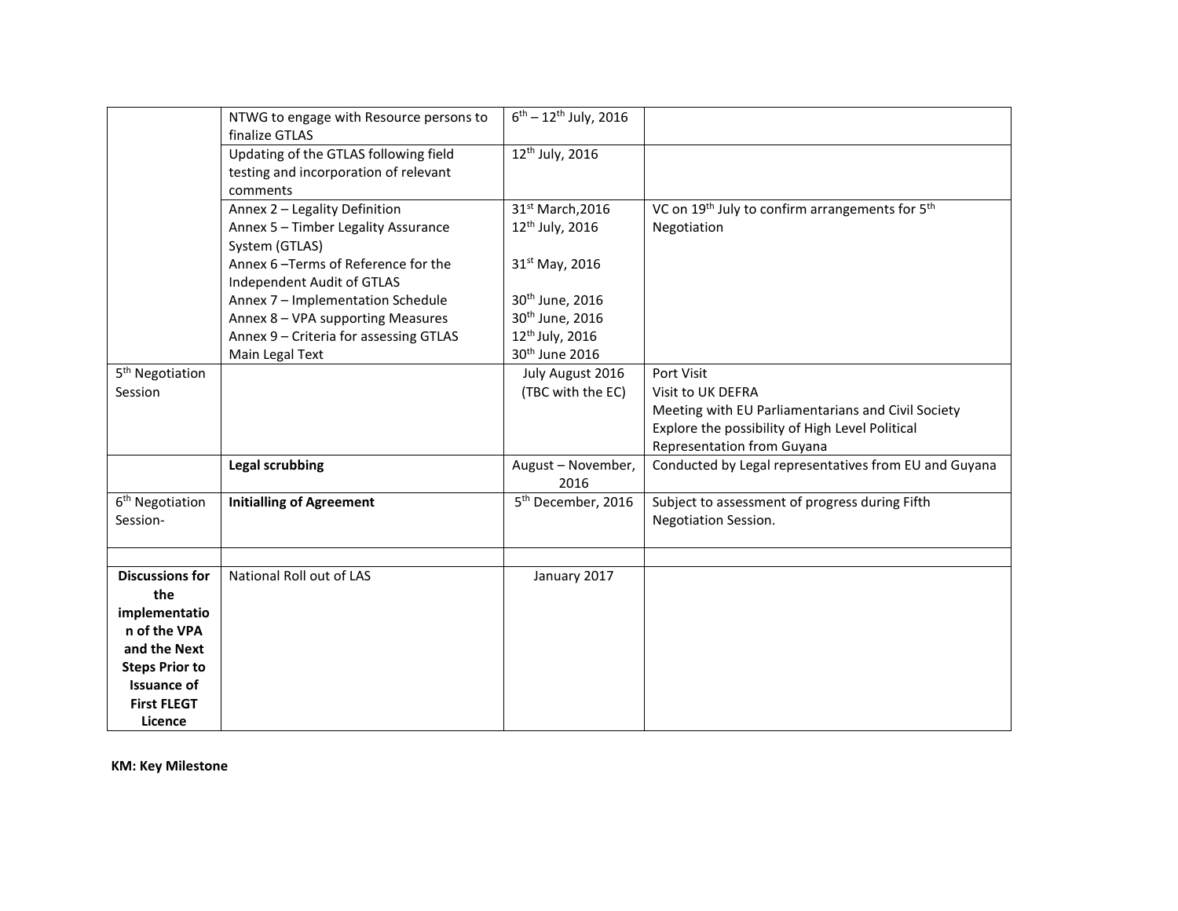| | | | |
|---|---|---|---|
| | NTWG to engage with Resource persons to finalize GTLAS | 6th – 12th July, 2016 | |
| | Updating of the GTLAS following field testing and incorporation of relevant comments | 12th July, 2016 | |
| | Annex 2 – Legality Definition<br>Annex 5 – Timber Legality Assurance System (GTLAS)<br>Annex 6 –Terms of Reference for the Independent Audit of GTLAS<br>Annex 7 – Implementation Schedule<br>Annex 8 – VPA supporting Measures<br>Annex 9 – Criteria for assessing GTLAS<br>Main Legal Text | 31st March,2016<br>12th July, 2016<br><br>31st May, 2016<br><br>30th June, 2016<br>30th June, 2016<br>12th July, 2016<br>30th June 2016 | VC on 19th July to confirm arrangements for 5th Negotiation |
| 5th Negotiation Session | | July August 2016 (TBC with the EC) | Port Visit<br>Visit to UK DEFRA<br>Meeting with EU Parliamentarians and Civil Society<br>Explore the possibility of High Level Political Representation from Guyana |
| | **Legal scrubbing** | August – November, 2016 | Conducted by Legal representatives from EU and Guyana |
| 6th Negotiation Session- | **Initialling of Agreement** | 5th December, 2016 | Subject to assessment of progress during Fifth Negotiation Session. |
| | | | |
| **Discussions for the implementation of the VPA and the Next Steps Prior to Issuance of First FLEGT Licence** | National Roll out of LAS | January 2017 | |

**KM: Key Milestone**